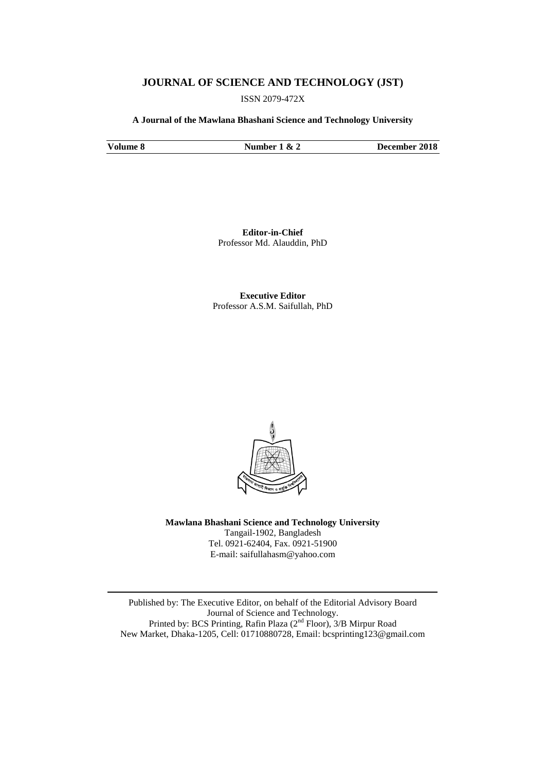# JOURNAL OF SCIENCE AND TECHNOLOGY (JST)

ISSN 2079-472X

**A Journal of the Mawlana Bhashani Science and Technology University**

| **Volume 8** | **Number 1 & 2** | **December 2018** |
|---|---|---|

**Editor-in-Chief**
Professor Md. Alauddin, PhD

**Executive Editor**
Professor A.S.M. Saifullah, PhD

**Mawlana Bhashani Science and Technology University**
Tangail-1902, Bangladesh
Tel. 0921-62404, Fax. 0921-51900
E-mail: saifullahasm@yahoo.com

---

Published by: The Executive Editor, on behalf of the Editorial Advisory Board
Journal of Science and Technology.
Printed by: BCS Printing, Rafin Plaza (2nd Floor), 3/B Mirpur Road
New Market, Dhaka-1205, Cell: 01710880728, Email: bcsprinting123@gmail.com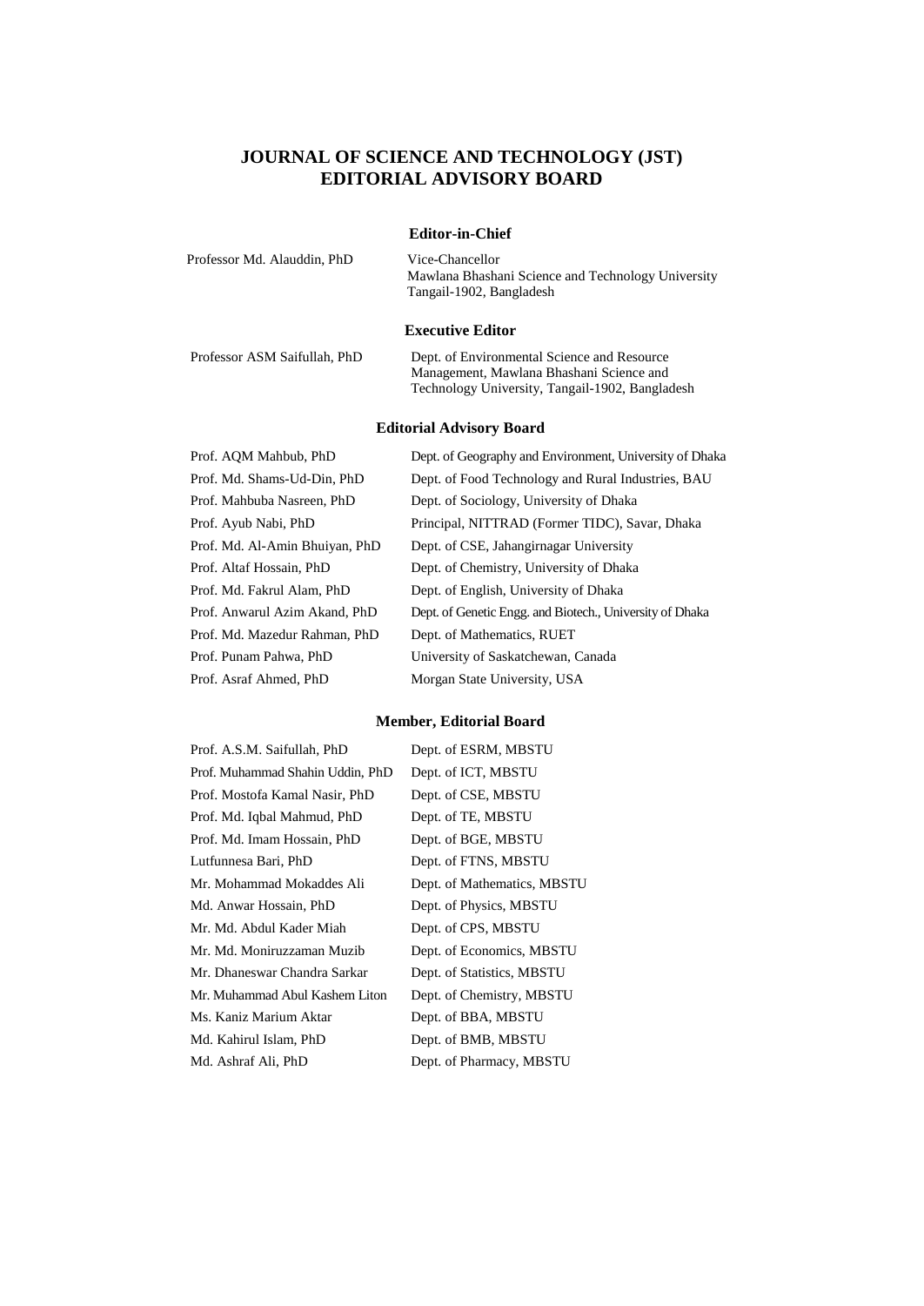# JOURNAL OF SCIENCE AND TECHNOLOGY (JST)
# EDITORIAL ADVISORY BOARD

### Editor-in-Chief

| | |
|---|---|
| Professor Md. Alauddin, PhD | Vice-Chancellor<br>Mawlana Bhashani Science and Technology University<br>Tangail-1902, Bangladesh |

### Executive Editor

| | |
|---|---|
| Professor ASM Saifullah, PhD | Dept. of Environmental Science and Resource Management, Mawlana Bhashani Science and Technology University, Tangail-1902, Bangladesh |

### Editorial Advisory Board

| | |
|---|---|
| Prof. AQM Mahbub, PhD | Dept. of Geography and Environment, University of Dhaka |
| Prof. Md. Shams-Ud-Din, PhD | Dept. of Food Technology and Rural Industries, BAU |
| Prof. Mahbuba Nasreen, PhD | Dept. of Sociology, University of Dhaka |
| Prof. Ayub Nabi, PhD | Principal, NITTRAD (Former TIDC), Savar, Dhaka |
| Prof. Md. Al-Amin Bhuiyan, PhD | Dept. of CSE, Jahangirnagar University |
| Prof. Altaf Hossain, PhD | Dept. of Chemistry, University of Dhaka |
| Prof. Md. Fakrul Alam, PhD | Dept. of English, University of Dhaka |
| Prof. Anwarul Azim Akand, PhD | Dept. of Genetic Engg. and Biotech., University of Dhaka |
| Prof. Md. Mazedur Rahman, PhD | Dept. of Mathematics, RUET |
| Prof. Punam Pahwa, PhD | University of Saskatchewan, Canada |
| Prof. Asraf Ahmed, PhD | Morgan State University, USA |

### Member, Editorial Board

| | |
|---|---|
| Prof. A.S.M. Saifullah, PhD | Dept. of ESRM, MBSTU |
| Prof. Muhammad Shahin Uddin, PhD | Dept. of ICT, MBSTU |
| Prof. Mostofa Kamal Nasir, PhD | Dept. of CSE, MBSTU |
| Prof. Md. Iqbal Mahmud, PhD | Dept. of TE, MBSTU |
| Prof. Md. Imam Hossain, PhD | Dept. of BGE, MBSTU |
| Lutfunnesa Bari, PhD | Dept. of FTNS, MBSTU |
| Mr. Mohammad Mokaddes Ali | Dept. of Mathematics, MBSTU |
| Md. Anwar Hossain, PhD | Dept. of Physics, MBSTU |
| Mr. Md. Abdul Kader Miah | Dept. of CPS, MBSTU |
| Mr. Md. Moniruzzaman Muzib | Dept. of Economics, MBSTU |
| Mr. Dhaneswar Chandra Sarkar | Dept. of Statistics, MBSTU |
| Mr. Muhammad Abul Kashem Liton | Dept. of Chemistry, MBSTU |
| Ms. Kaniz Marium Aktar | Dept. of BBA, MBSTU |
| Md. Kahirul Islam, PhD | Dept. of BMB, MBSTU |
| Md. Ashraf Ali, PhD | Dept. of Pharmacy, MBSTU |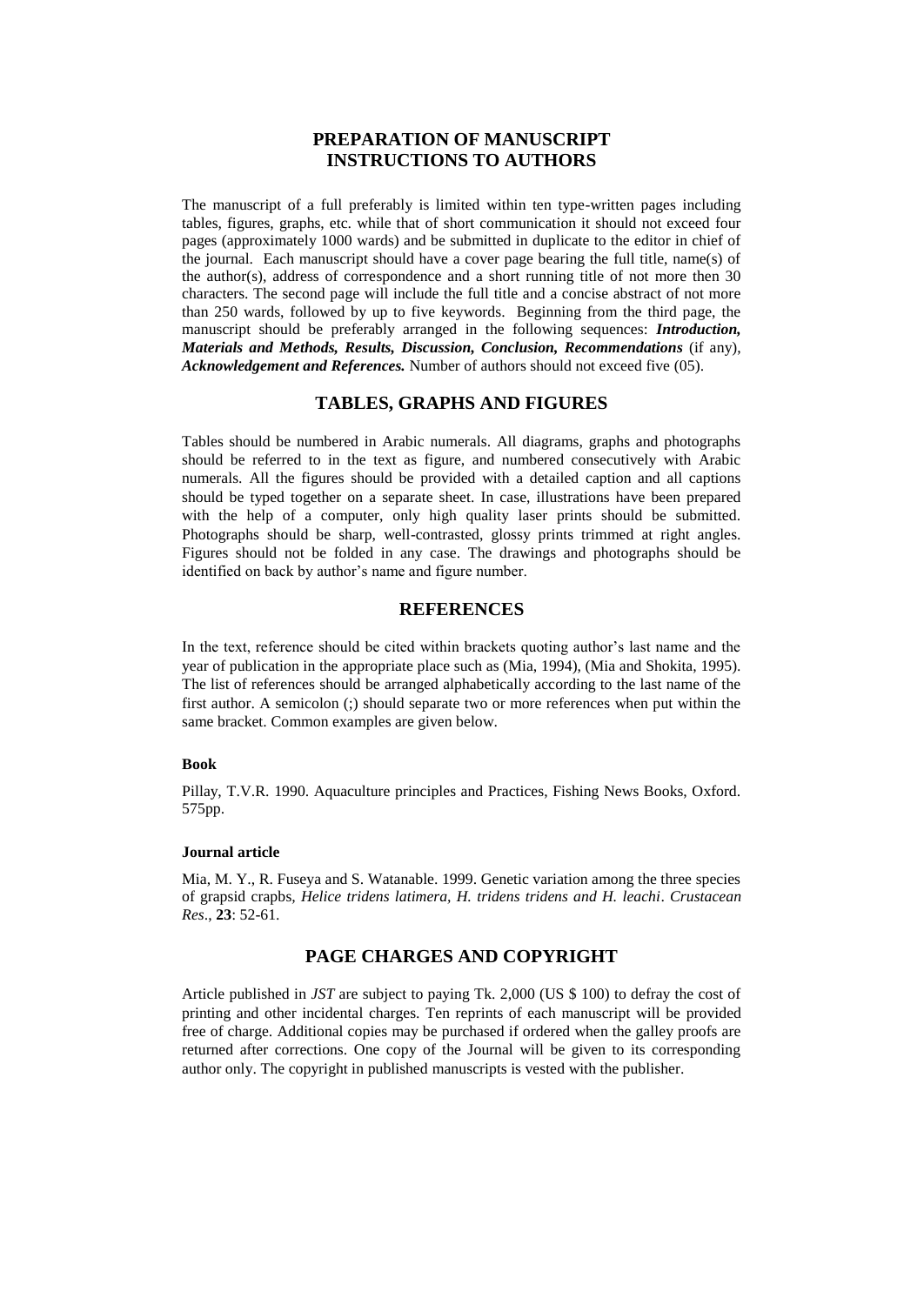# PREPARATION OF MANUSCRIPT
# INSTRUCTIONS TO AUTHORS

The manuscript of a full preferably is limited within ten type-written pages including tables, figures, graphs, etc. while that of short communication it should not exceed four pages (approximately 1000 wards) and be submitted in duplicate to the editor in chief of the journal. Each manuscript should have a cover page bearing the full title, name(s) of the author(s), address of correspondence and a short running title of not more then 30 characters. The second page will include the full title and a concise abstract of not more than 250 wards, followed by up to five keywords. Beginning from the third page, the manuscript should be preferably arranged in the following sequences: ***Introduction, Materials and Methods, Results, Discussion, Conclusion, Recommendations*** (if any), ***Acknowledgement and References.*** Number of authors should not exceed five (05).

## TABLES, GRAPHS AND FIGURES

Tables should be numbered in Arabic numerals. All diagrams, graphs and photographs should be referred to in the text as figure, and numbered consecutively with Arabic numerals. All the figures should be provided with a detailed caption and all captions should be typed together on a separate sheet. In case, illustrations have been prepared with the help of a computer, only high quality laser prints should be submitted. Photographs should be sharp, well-contrasted, glossy prints trimmed at right angles. Figures should not be folded in any case. The drawings and photographs should be identified on back by author's name and figure number.

## REFERENCES

In the text, reference should be cited within brackets quoting author's last name and the year of publication in the appropriate place such as (Mia, 1994), (Mia and Shokita, 1995). The list of references should be arranged alphabetically according to the last name of the first author. A semicolon (;) should separate two or more references when put within the same bracket. Common examples are given below.

**Book**

Pillay, T.V.R. 1990. Aquaculture principles and Practices, Fishing News Books, Oxford. 575pp.

**Journal article**

Mia, M. Y., R. Fuseya and S. Watanable. 1999. Genetic variation among the three species of grapsid crapbs, *Helice tridens latimera, H. tridens tridens and H. leachi*. *Crustacean Res*., **23**: 52-61.

## PAGE CHARGES AND COPYRIGHT

Article published in *JST* are subject to paying Tk. 2,000 (US $ 100) to defray the cost of printing and other incidental charges. Ten reprints of each manuscript will be provided free of charge. Additional copies may be purchased if ordered when the galley proofs are returned after corrections. One copy of the Journal will be given to its corresponding author only. The copyright in published manuscripts is vested with the publisher.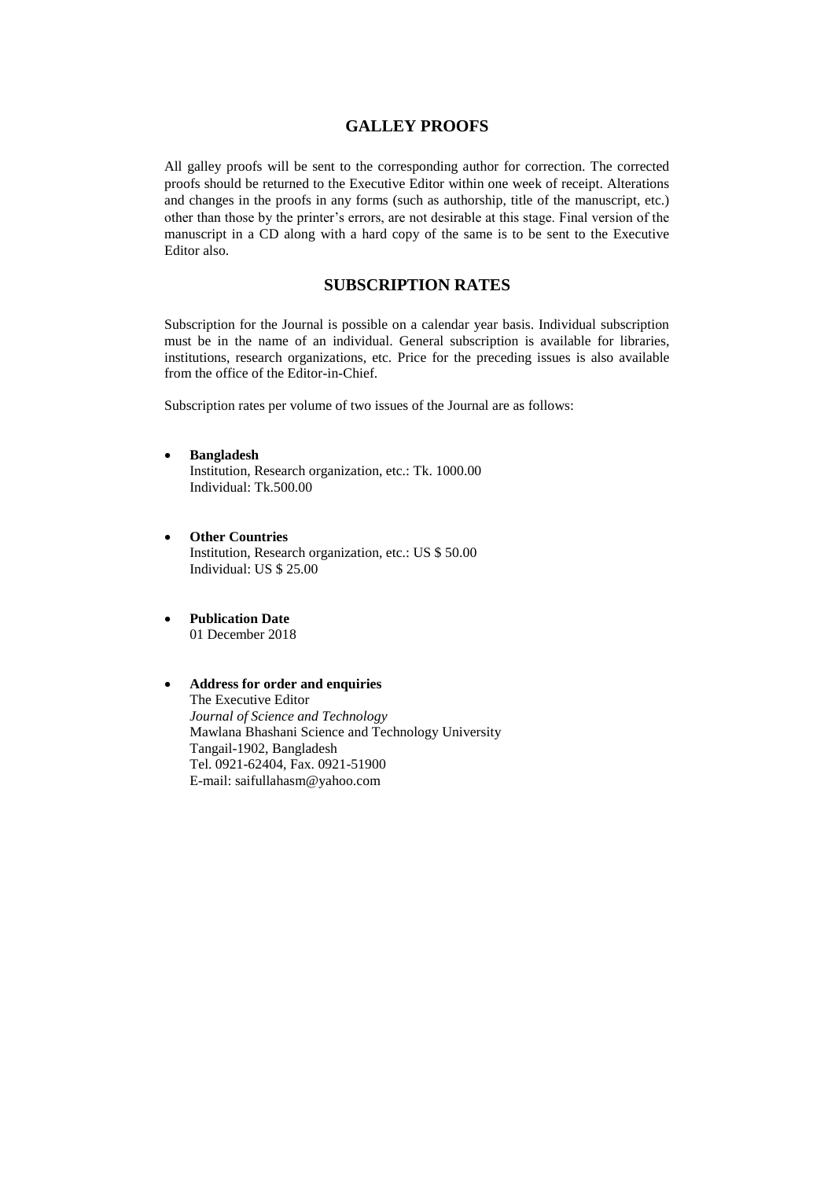## GALLEY PROOFS

All galley proofs will be sent to the corresponding author for correction. The corrected proofs should be returned to the Executive Editor within one week of receipt. Alterations and changes in the proofs in any forms (such as authorship, title of the manuscript, etc.) other than those by the printer's errors, are not desirable at this stage. Final version of the manuscript in a CD along with a hard copy of the same is to be sent to the Executive Editor also.

## SUBSCRIPTION RATES

Subscription for the Journal is possible on a calendar year basis. Individual subscription must be in the name of an individual. General subscription is available for libraries, institutions, research organizations, etc. Price for the preceding issues is also available from the office of the Editor-in-Chief.

Subscription rates per volume of two issues of the Journal are as follows:

- **Bangladesh**
  Institution, Research organization, etc.: Tk. 1000.00
  Individual: Tk.500.00

- **Other Countries**
  Institution, Research organization, etc.: US $ 50.00
  Individual: US $ 25.00

- **Publication Date**
  01 December 2018

- **Address for order and enquiries**
  The Executive Editor
  *Journal of Science and Technology*
  Mawlana Bhashani Science and Technology University
  Tangail-1902, Bangladesh
  Tel. 0921-62404, Fax. 0921-51900
  E-mail: saifullahasm@yahoo.com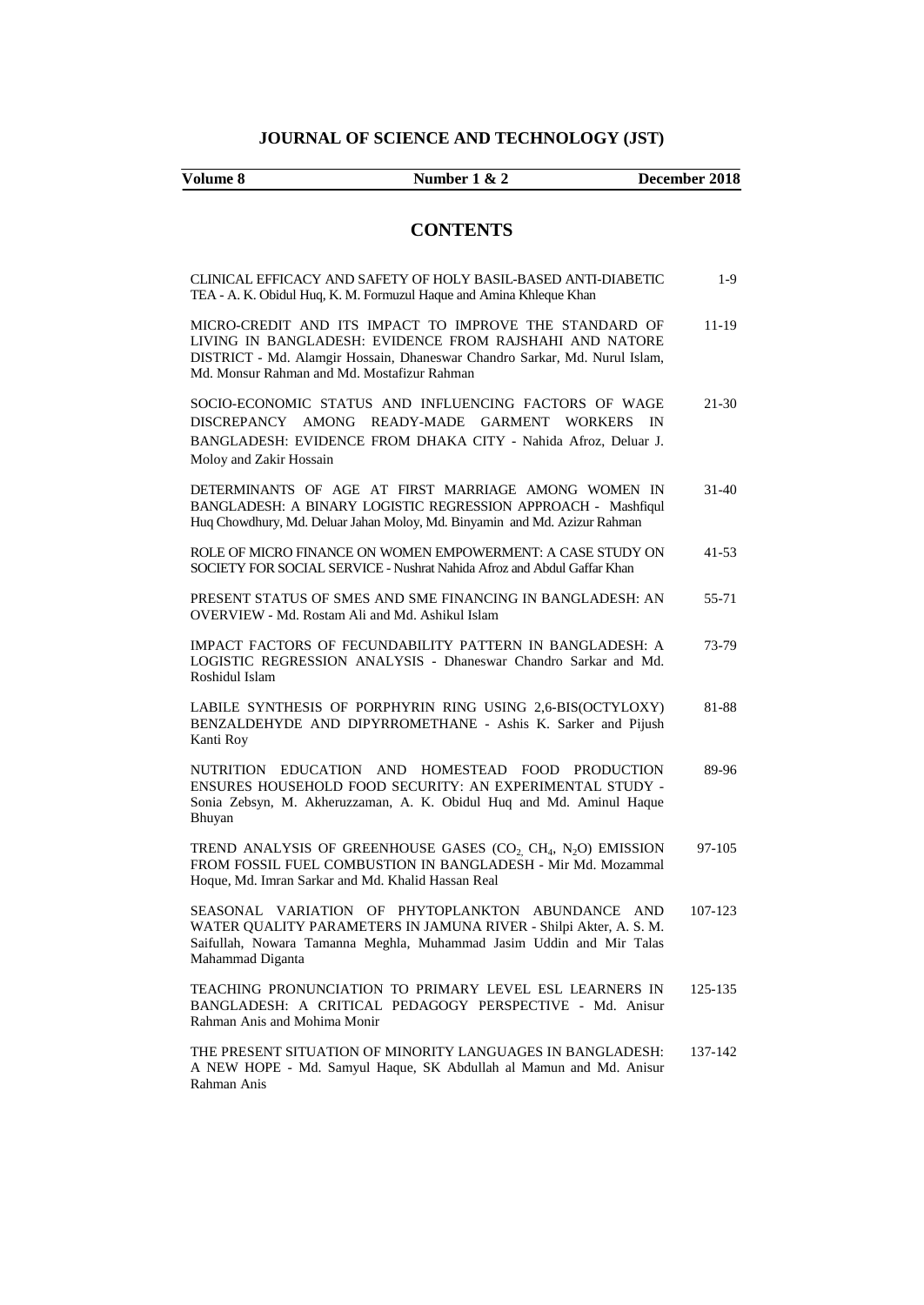# JOURNAL OF SCIENCE AND TECHNOLOGY (JST)

| Volume 8 | Number 1 & 2 | December 2018 |
|---|---|---|

## CONTENTS

| | |
|---|---|
| CLINICAL EFFICACY AND SAFETY OF HOLY BASIL-BASED ANTI-DIABETIC TEA - A. K. Obidul Huq, K. M. Formuzul Haque and Amina Khleque Khan | 1-9 |
| MICRO-CREDIT AND ITS IMPACT TO IMPROVE THE STANDARD OF LIVING IN BANGLADESH: EVIDENCE FROM RAJSHAHI AND NATORE DISTRICT - Md. Alamgir Hossain, Dhaneswar Chandro Sarkar, Md. Nurul Islam, Md. Monsur Rahman and Md. Mostafizur Rahman | 11-19 |
| SOCIO-ECONOMIC STATUS AND INFLUENCING FACTORS OF WAGE DISCREPANCY AMONG READY-MADE GARMENT WORKERS IN BANGLADESH: EVIDENCE FROM DHAKA CITY - Nahida Afroz, Deluar J. Moloy and Zakir Hossain | 21-30 |
| DETERMINANTS OF AGE AT FIRST MARRIAGE AMONG WOMEN IN BANGLADESH: A BINARY LOGISTIC REGRESSION APPROACH - Mashfiqul Huq Chowdhury, Md. Deluar Jahan Moloy, Md. Binyamin and Md. Azizur Rahman | 31-40 |
| ROLE OF MICRO FINANCE ON WOMEN EMPOWERMENT: A CASE STUDY ON SOCIETY FOR SOCIAL SERVICE - Nushrat Nahida Afroz and Abdul Gaffar Khan | 41-53 |
| PRESENT STATUS OF SMES AND SME FINANCING IN BANGLADESH: AN OVERVIEW - Md. Rostam Ali and Md. Ashikul Islam | 55-71 |
| IMPACT FACTORS OF FECUNDABILITY PATTERN IN BANGLADESH: A LOGISTIC REGRESSION ANALYSIS - Dhaneswar Chandro Sarkar and Md. Roshidul Islam | 73-79 |
| LABILE SYNTHESIS OF PORPHYRIN RING USING 2,6-BIS(OCTYLOXY) BENZALDEHYDE AND DIPYRROMETHANE - Ashis K. Sarker and Pijush Kanti Roy | 81-88 |
| NUTRITION EDUCATION AND HOMESTEAD FOOD PRODUCTION ENSURES HOUSEHOLD FOOD SECURITY: AN EXPERIMENTAL STUDY - Sonia Zebsyn, M. Akheruzzaman, A. K. Obidul Huq and Md. Aminul Haque Bhuyan | 89-96 |
| TREND ANALYSIS OF GREENHOUSE GASES ($CO_2$, $CH_4$, $N_2O$) EMISSION FROM FOSSIL FUEL COMBUSTION IN BANGLADESH - Mir Md. Mozammal Hoque, Md. Imran Sarkar and Md. Khalid Hassan Real | 97-105 |
| SEASONAL VARIATION OF PHYTOPLANKTON ABUNDANCE AND WATER QUALITY PARAMETERS IN JAMUNA RIVER - Shilpi Akter, A. S. M. Saifullah, Nowara Tamanna Meghla, Muhammad Jasim Uddin and Mir Talas Mahammad Diganta | 107-123 |
| TEACHING PRONUNCIATION TO PRIMARY LEVEL ESL LEARNERS IN BANGLADESH: A CRITICAL PEDAGOGY PERSPECTIVE - Md. Anisur Rahman Anis and Mohima Monir | 125-135 |
| THE PRESENT SITUATION OF MINORITY LANGUAGES IN BANGLADESH: A NEW HOPE - Md. Samyul Haque, SK Abdullah al Mamun and Md. Anisur Rahman Anis | 137-142 |